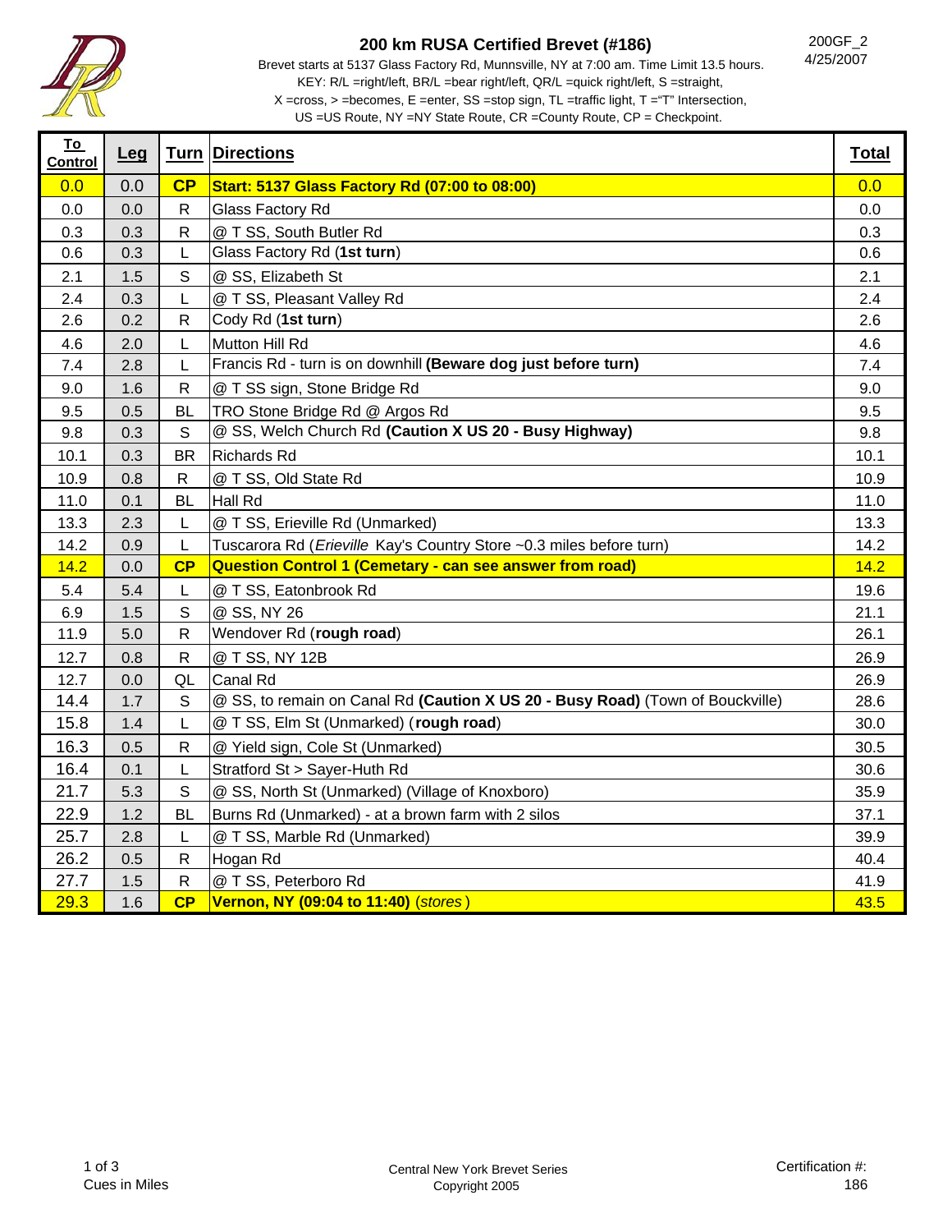# 200 km RUSA Certified Brevet (#186)

200GF_2
4/25/2007

Brevet starts at 5137 Glass Factory Rd, Munnsville, NY at 7:00 am. Time Limit 13.5 hours.
KEY: R/L =right/left, BR/L =bear right/left, QR/L =quick right/left, S =straight,
X =cross, > =becomes, E =enter, SS =stop sign, TL =traffic light, T ="T" Intersection,
US =US Route, NY =NY State Route, CR =County Route, CP = Checkpoint.

| To Control | Leg | Turn | Directions | Total |
|---|---|---|---|---|
| 0.0 | 0.0 | **CP** | **Start: 5137 Glass Factory Rd (07:00 to 08:00)** | 0.0 |
| 0.0 | 0.0 | R | Glass Factory Rd | 0.0 |
| 0.3 | 0.3 | R | @ T SS, South Butler Rd | 0.3 |
| 0.6 | 0.3 | L | Glass Factory Rd (**1st turn**) | 0.6 |
| 2.1 | 1.5 | S | @ SS, Elizabeth St | 2.1 |
| 2.4 | 0.3 | L | @ T SS, Pleasant Valley Rd | 2.4 |
| 2.6 | 0.2 | R | Cody Rd (**1st turn**) | 2.6 |
| 4.6 | 2.0 | L | Mutton Hill Rd | 4.6 |
| 7.4 | 2.8 | L | Francis Rd - turn is on downhill **(Beware dog just before turn)** | 7.4 |
| 9.0 | 1.6 | R | @ T SS sign, Stone Bridge Rd | 9.0 |
| 9.5 | 0.5 | BL | TRO Stone Bridge Rd @ Argos Rd | 9.5 |
| 9.8 | 0.3 | S | @ SS, Welch Church Rd **(Caution X US 20 - Busy Highway)** | 9.8 |
| 10.1 | 0.3 | BR | Richards Rd | 10.1 |
| 10.9 | 0.8 | R | @ T SS, Old State Rd | 10.9 |
| 11.0 | 0.1 | BL | Hall Rd | 11.0 |
| 13.3 | 2.3 | L | @ T SS, Erieville Rd (Unmarked) | 13.3 |
| 14.2 | 0.9 | L | Tuscarora Rd (*Erieville* Kay's Country Store ~0.3 miles before turn) | 14.2 |
| 14.2 | 0.0 | **CP** | **Question Control 1 (Cemetary - can see answer from road)** | 14.2 |
| 5.4 | 5.4 | L | @ T SS, Eatonbrook Rd | 19.6 |
| 6.9 | 1.5 | S | @ SS, NY 26 | 21.1 |
| 11.9 | 5.0 | R | Wendover Rd (**rough road**) | 26.1 |
| 12.7 | 0.8 | R | @ T SS, NY 12B | 26.9 |
| 12.7 | 0.0 | QL | Canal Rd | 26.9 |
| 14.4 | 1.7 | S | @ SS, to remain on Canal Rd **(Caution X US 20 - Busy Road)** (Town of Bouckville) | 28.6 |
| 15.8 | 1.4 | L | @ T SS, Elm St (Unmarked) (**rough road**) | 30.0 |
| 16.3 | 0.5 | R | @ Yield sign, Cole St (Unmarked) | 30.5 |
| 16.4 | 0.1 | L | Stratford St > Sayer-Huth Rd | 30.6 |
| 21.7 | 5.3 | S | @ SS, North St (Unmarked) (Village of Knoxboro) | 35.9 |
| 22.9 | 1.2 | BL | Burns Rd (Unmarked) - at a brown farm with 2 silos | 37.1 |
| 25.7 | 2.8 | L | @ T SS, Marble Rd (Unmarked) | 39.9 |
| 26.2 | 0.5 | R | Hogan Rd | 40.4 |
| 27.7 | 1.5 | R | @ T SS, Peterboro Rd | 41.9 |
| 29.3 | 1.6 | **CP** | **Vernon, NY (09:04 to 11:40)** (*stores*) | 43.5 |

Cues in Miles

Central New York Brevet Series
Copyright 2005

Certification #: 186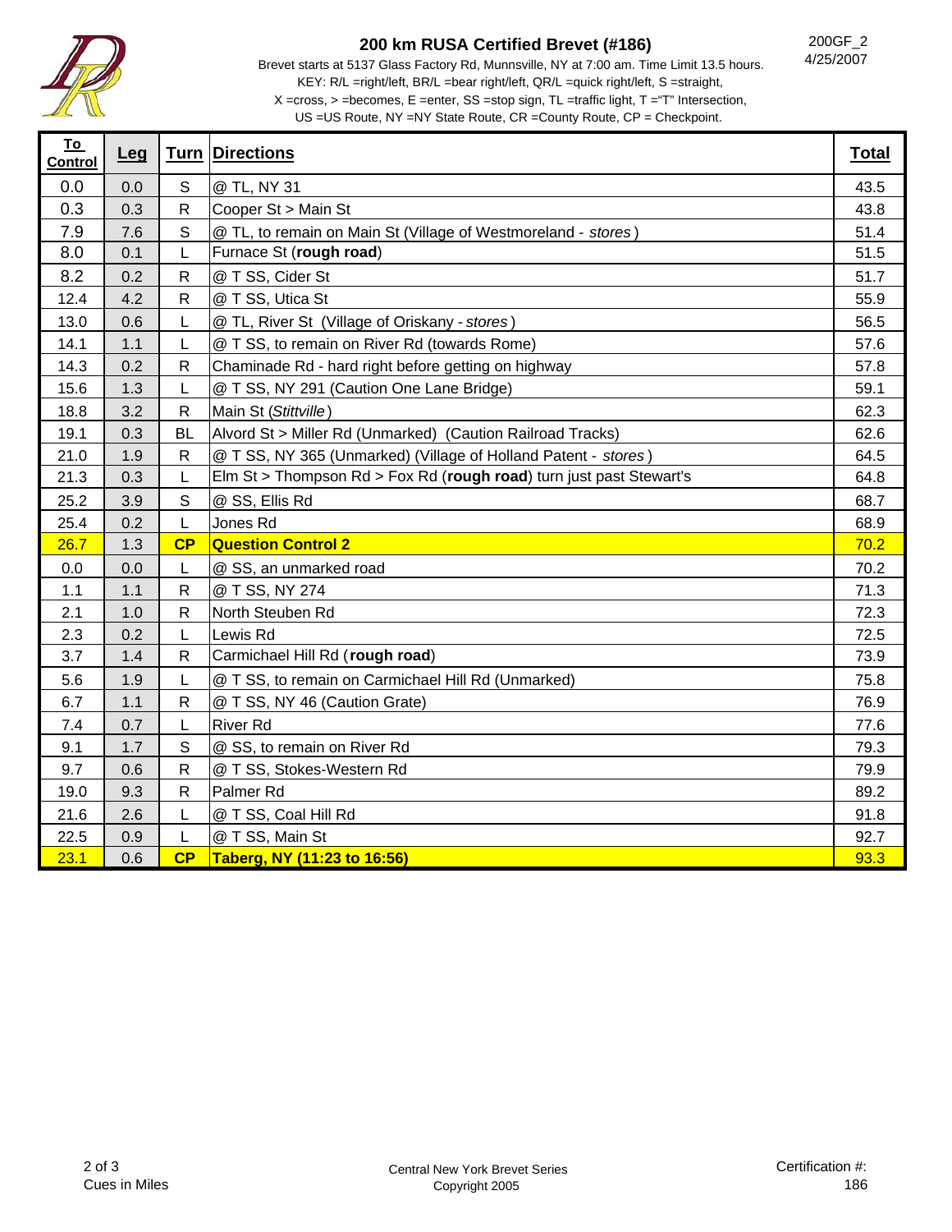# 200 km RUSA Certified Brevet (#186)

200GF_2
4/25/2007

Brevet starts at 5137 Glass Factory Rd, Munnsville, NY at 7:00 am. Time Limit 13.5 hours.
KEY: R/L =right/left, BR/L =bear right/left, QR/L =quick right/left, S =straight,
X =cross, > =becomes, E =enter, SS =stop sign, TL =traffic light, T ="T" Intersection,
US =US Route, NY =NY State Route, CR =County Route, CP = Checkpoint.

| To Control | Leg | Turn | Directions | Total |
|---|---|---|---|---|
| 0.0 | 0.0 | S | @ TL, NY 31 | 43.5 |
| 0.3 | 0.3 | R | Cooper St > Main St | 43.8 |
| 7.9 | 7.6 | S | @ TL, to remain on Main St (Village of Westmoreland - *stores*) | 51.4 |
| 8.0 | 0.1 | L | Furnace St (**rough road**) | 51.5 |
| 8.2 | 0.2 | R | @ T SS, Cider St | 51.7 |
| 12.4 | 4.2 | R | @ T SS, Utica St | 55.9 |
| 13.0 | 0.6 | L | @ TL, River St (Village of Oriskany - *stores*) | 56.5 |
| 14.1 | 1.1 | L | @ T SS, to remain on River Rd (towards Rome) | 57.6 |
| 14.3 | 0.2 | R | Chaminade Rd - hard right before getting on highway | 57.8 |
| 15.6 | 1.3 | L | @ T SS, NY 291 (Caution One Lane Bridge) | 59.1 |
| 18.8 | 3.2 | R | Main St (*Stittville*) | 62.3 |
| 19.1 | 0.3 | BL | Alvord St > Miller Rd (Unmarked) (Caution Railroad Tracks) | 62.6 |
| 21.0 | 1.9 | R | @ T SS, NY 365 (Unmarked) (Village of Holland Patent - *stores*) | 64.5 |
| 21.3 | 0.3 | L | Elm St > Thompson Rd > Fox Rd (**rough road**) turn just past Stewart's | 64.8 |
| 25.2 | 3.9 | S | @ SS, Ellis Rd | 68.7 |
| 25.4 | 0.2 | L | Jones Rd | 68.9 |
| 26.7 | 1.3 | **CP** | **Question Control 2** | 70.2 |
| 0.0 | 0.0 | L | @ SS, an unmarked road | 70.2 |
| 1.1 | 1.1 | R | @ T SS, NY 274 | 71.3 |
| 2.1 | 1.0 | R | North Steuben Rd | 72.3 |
| 2.3 | 0.2 | L | Lewis Rd | 72.5 |
| 3.7 | 1.4 | R | Carmichael Hill Rd (**rough road**) | 73.9 |
| 5.6 | 1.9 | L | @ T SS, to remain on Carmichael Hill Rd (Unmarked) | 75.8 |
| 6.7 | 1.1 | R | @ T SS, NY 46 (Caution Grate) | 76.9 |
| 7.4 | 0.7 | L | River Rd | 77.6 |
| 9.1 | 1.7 | S | @ SS, to remain on River Rd | 79.3 |
| 9.7 | 0.6 | R | @ T SS, Stokes-Western Rd | 79.9 |
| 19.0 | 9.3 | R | Palmer Rd | 89.2 |
| 21.6 | 2.6 | L | @ T SS, Coal Hill Rd | 91.8 |
| 22.5 | 0.9 | L | @ T SS, Main St | 92.7 |
| 23.1 | 0.6 | **CP** | **Taberg, NY (11:23 to 16:56)** | 93.3 |

Cues in Miles

Central New York Brevet Series
Copyright 2005

Certification #: 186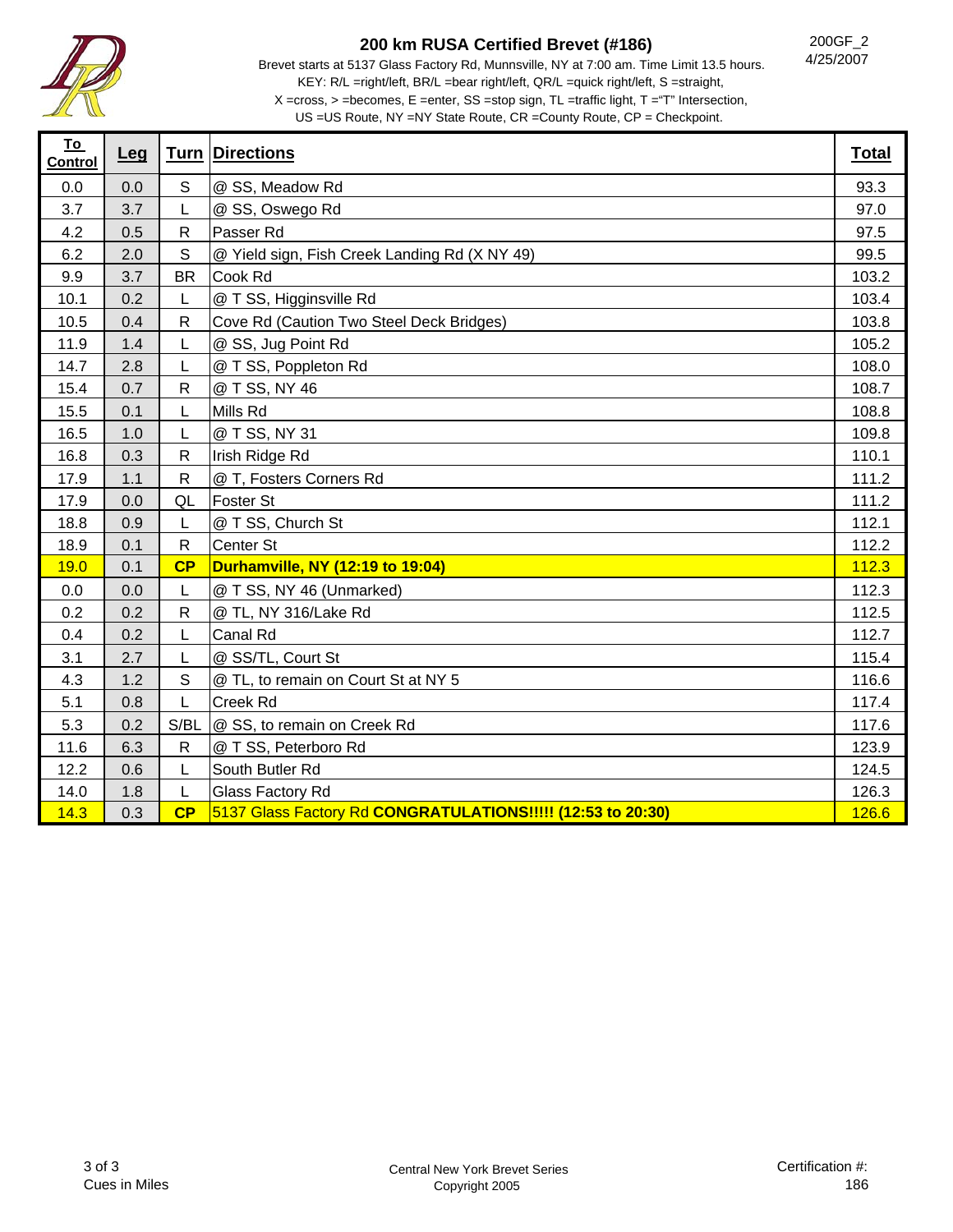# 200 km RUSA Certified Brevet (#186)

200GF_2
4/25/2007

Brevet starts at 5137 Glass Factory Rd, Munnsville, NY at 7:00 am. Time Limit 13.5 hours.
KEY: R/L =right/left, BR/L =bear right/left, QR/L =quick right/left, S =straight,
X =cross, > =becomes, E =enter, SS =stop sign, TL =traffic light, T ="T" Intersection,
US =US Route, NY =NY State Route, CR =County Route, CP = Checkpoint.

| To Control | Leg | Turn | Directions | Total |
|---|---|---|---|---|
| 0.0 | 0.0 | S | @ SS, Meadow Rd | 93.3 |
| 3.7 | 3.7 | L | @ SS, Oswego Rd | 97.0 |
| 4.2 | 0.5 | R | Passer Rd | 97.5 |
| 6.2 | 2.0 | S | @ Yield sign, Fish Creek Landing Rd (X NY 49) | 99.5 |
| 9.9 | 3.7 | BR | Cook Rd | 103.2 |
| 10.1 | 0.2 | L | @ T SS, Higginsville Rd | 103.4 |
| 10.5 | 0.4 | R | Cove Rd (Caution Two Steel Deck Bridges) | 103.8 |
| 11.9 | 1.4 | L | @ SS, Jug Point Rd | 105.2 |
| 14.7 | 2.8 | L | @ T SS, Poppleton Rd | 108.0 |
| 15.4 | 0.7 | R | @ T SS, NY 46 | 108.7 |
| 15.5 | 0.1 | L | Mills Rd | 108.8 |
| 16.5 | 1.0 | L | @ T SS, NY 31 | 109.8 |
| 16.8 | 0.3 | R | Irish Ridge Rd | 110.1 |
| 17.9 | 1.1 | R | @ T, Fosters Corners Rd | 111.2 |
| 17.9 | 0.0 | QL | Foster St | 111.2 |
| 18.8 | 0.9 | L | @ T SS, Church St | 112.1 |
| 18.9 | 0.1 | R | Center St | 112.2 |
| 19.0 | 0.1 | **CP** | **Durhamville, NY (12:19 to 19:04)** | 112.3 |
| 0.0 | 0.0 | L | @ T SS, NY 46 (Unmarked) | 112.3 |
| 0.2 | 0.2 | R | @ TL, NY 316/Lake Rd | 112.5 |
| 0.4 | 0.2 | L | Canal Rd | 112.7 |
| 3.1 | 2.7 | L | @ SS/TL, Court St | 115.4 |
| 4.3 | 1.2 | S | @ TL, to remain on Court St at NY 5 | 116.6 |
| 5.1 | 0.8 | L | Creek Rd | 117.4 |
| 5.3 | 0.2 | S/BL | @ SS, to remain on Creek Rd | 117.6 |
| 11.6 | 6.3 | R | @ T SS, Peterboro Rd | 123.9 |
| 12.2 | 0.6 | L | South Butler Rd | 124.5 |
| 14.0 | 1.8 | L | Glass Factory Rd | 126.3 |
| 14.3 | 0.3 | **CP** | 5137 Glass Factory Rd **CONGRATULATIONS!!!!! (12:53 to 20:30)** | 126.6 |

Cues in Miles

Central New York Brevet Series
Copyright 2005

Certification #: 186